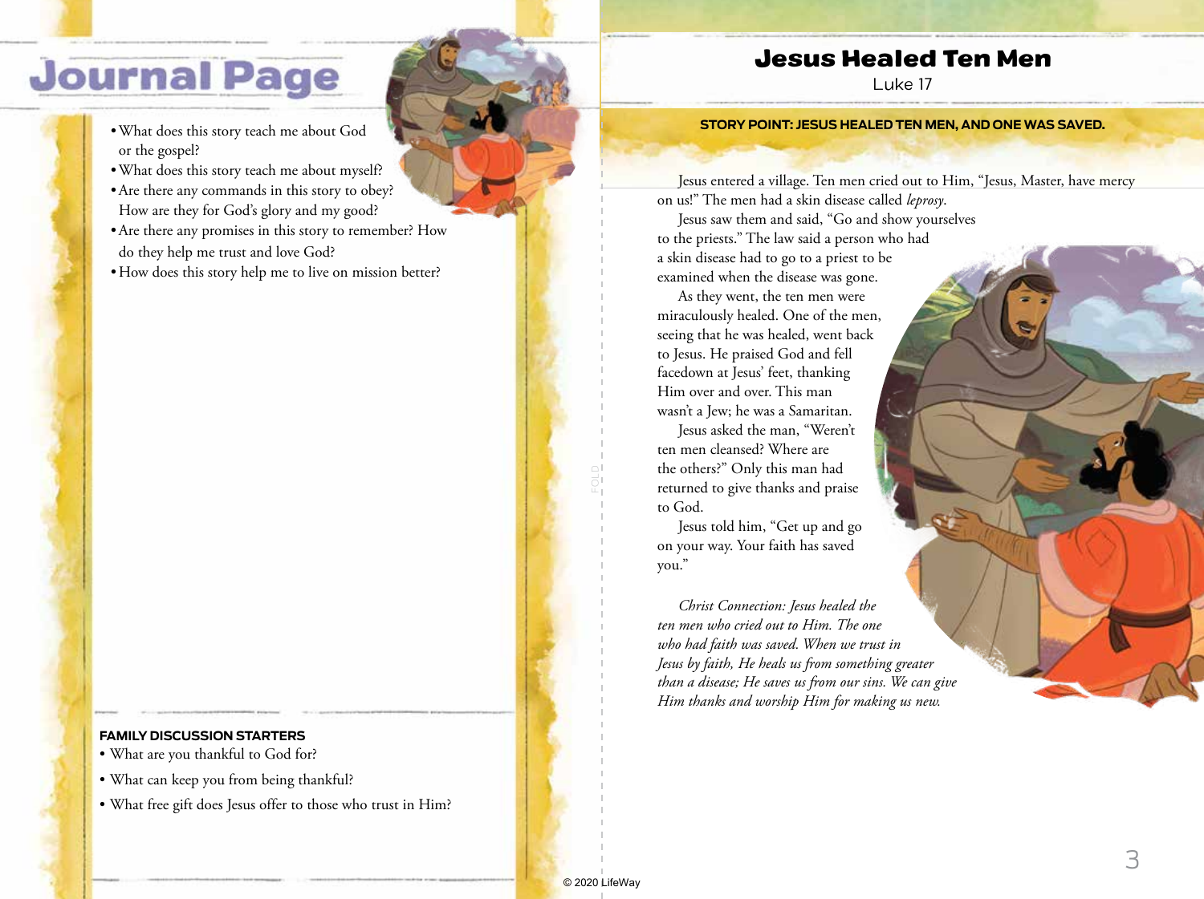# Journal Page

- What does this story teach me about God or the gospel?
- What does this story teach me about myself?
- Are there any commands in this story to obey? How are they for God's glory and my good?
- Are there any promises in this story to remember? How do they help me trust and love God?
- How does this story help me to live on mission better?

**FAMILY DISCUSSION STARTERS**

- What are you thankful to God for?
- What can keep you from being thankful?
- What free gift does Jesus offer to those who trust in Him?

# Jesus Healed Ten Men

Luke 17

**STORY POINT: JESUS HEALED TEN MEN, AND ONE WAS SAVED.**

Jesus entered a village. Ten men cried out to Him, "Jesus, Master, have mercy on us!" The men had a skin disease called *leprosy*.

Jesus saw them and said, "Go and show yourselves to the priests." The law said a person who had a skin disease had to go to a priest to be examined when the disease was gone.

As they went, the ten men were miraculously healed. One of the men, seeing that he was healed, went back to Jesus. He praised God and fell facedown at Jesus' feet, thanking Him over and over. This man wasn't a Jew; he was a Samaritan.

Jesus asked the man, "Weren't ten men cleansed? Where are the others?" Only this man had returned to give thanks and praise to God.

Jesus told him, "Get up and go on your way. Your faith has saved you."

*Christ Connection: Jesus healed the ten men who cried out to Him. The one who had faith was saved. When we trust in Jesus by faith, He heals us from something greater than a disease; He saves us from our sins. We can give Him thanks and worship Him for making us new.*

© 2020 LifeWay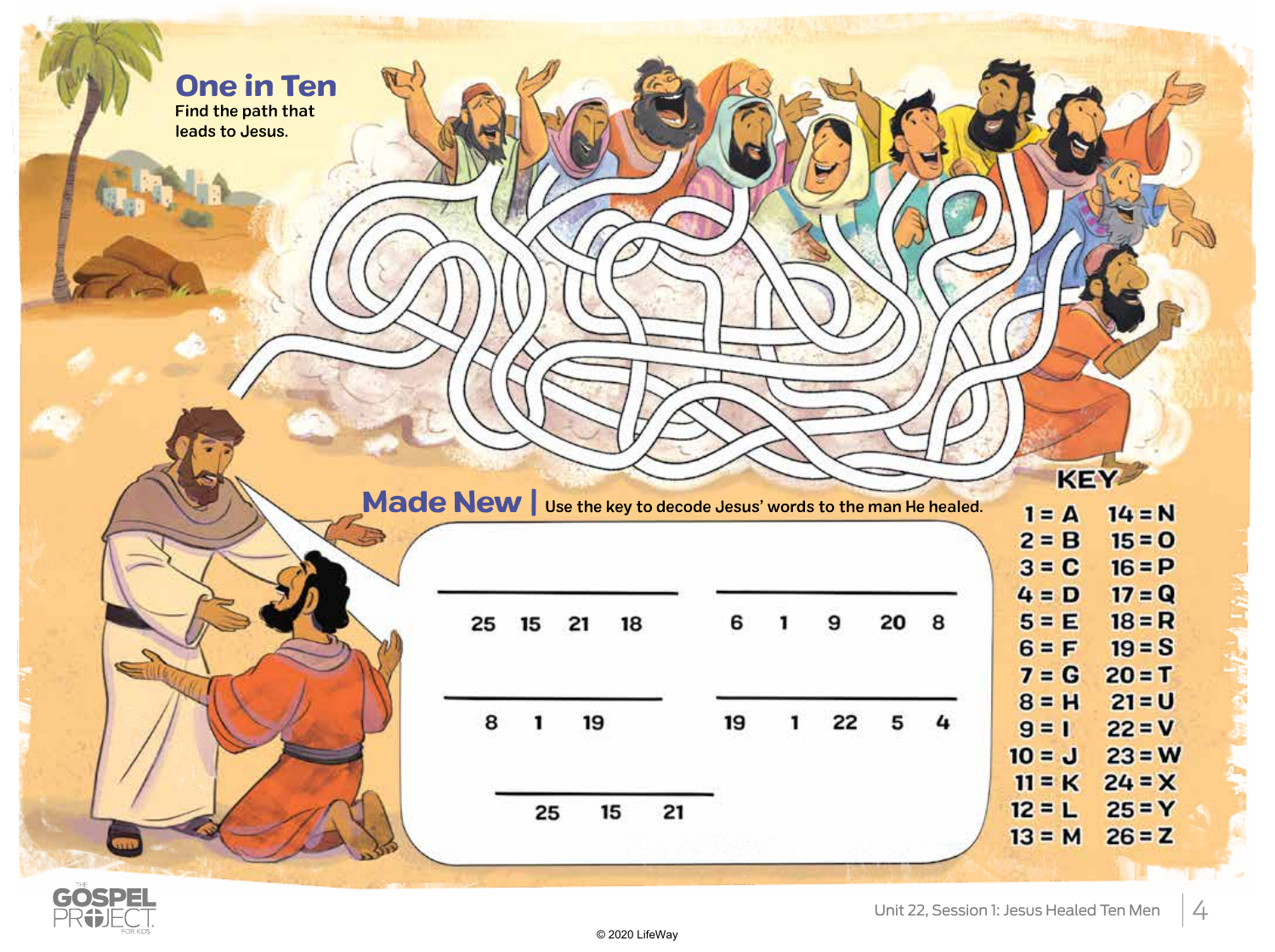## One in Ten

Find the path that leads to Jesus.

## Made New | Use the key to decode Jesus' words to the man He healed.

\_\_\_\_\_\_\_\_\_\_\_\_\_\_\_\_  \_\_\_\_\_\_\_\_\_\_\_\_\_\_\_\_

25 15 21 18    6 1 9 20 8

\_\_\_\_\_\_\_\_\_\_\_\_\_\_\_\_  \_\_\_\_\_\_\_\_\_\_\_\_\_\_\_\_

8 1 19    19 1 22 5 4

\_\_\_\_\_\_\_\_\_\_\_\_\_\_\_\_

25 15 21

### KEY

| | |
|---|---|
| 1 = A | 14 = N |
| 2 = B | 15 = O |
| 3 = C | 16 = P |
| 4 = D | 17 = Q |
| 5 = E | 18 = R |
| 6 = F | 19 = S |
| 7 = G | 20 = T |
| 8 = H | 21 = U |
| 9 = I | 22 = V |
| 10 = J | 23 = W |
| 11 = K | 24 = X |
| 12 = L | 25 = Y |
| 13 = M | 26 = Z |

© 2020 LifeWay